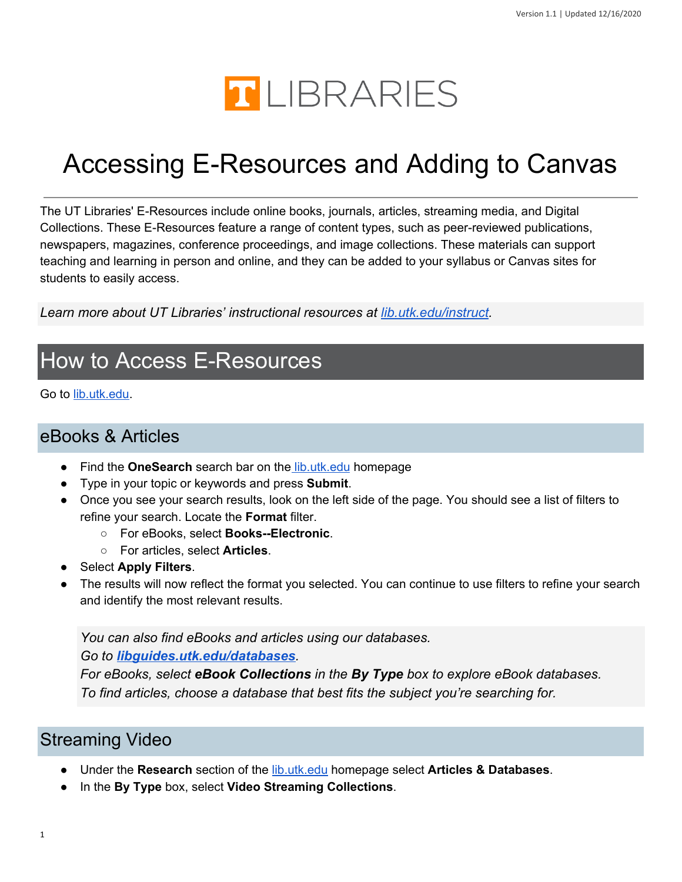# Accessing E-Resources and Adding to Canvas

The UT Libraries' E-Resources include online books, journals, articles, streaming media, and Digital Collections. These E-Resources feature a range of content types, such as peer-reviewed publications, newspapers, magazines, conference proceedings, and image collections. These materials can support teaching and learning in person and online, and they can be added to your syllabus or Canvas sites for students to easily access.

*Learn more about UT Libraries' instructional resources at [lib.utk.edu/instruct](lib.utk.edu/instruct).*

## How to Access E-Resources

Go to [lib.utk.edu](lib.utk.edu).

### eBooks & Articles

- Find the **OneSearch** search bar on the [lib.utk.edu](lib.utk.edu) homepage
- Type in your topic or keywords and press **Submit**.
- Once you see your search results, look on the left side of the page. You should see a list of filters to refine your search. Locate the **Format** filter.
  - For eBooks, select **Books--Electronic**.
  - For articles, select **Articles**.
- Select **Apply Filters**.
- The results will now reflect the format you selected. You can continue to use filters to refine your search and identify the most relevant results.

> *You can also find eBooks and articles using our databases.*
> *Go to **[libguides.utk.edu/databases](libguides.utk.edu/databases)**.*
> *For eBooks, select **eBook Collections** in the **By Type** box to explore eBook databases.*
> *To find articles, choose a database that best fits the subject you're searching for.*

### Streaming Video

- Under the **Research** section of the [lib.utk.edu](lib.utk.edu) homepage select **Articles & Databases**.
- In the **By Type** box, select **Video Streaming Collections**.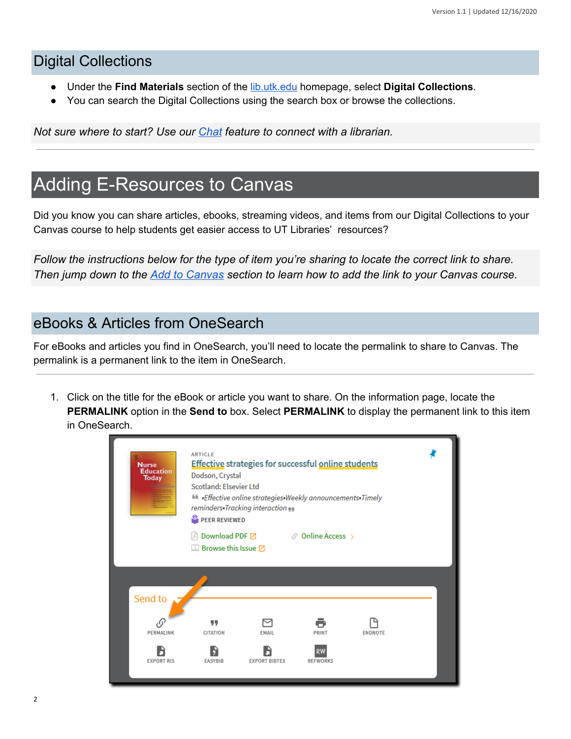## Digital Collections

- Under the **Find Materials** section of the [lib.utk.edu](lib.utk.edu) homepage, select **Digital Collections**.
- You can search the Digital Collections using the search box or browse the collections.

*Not sure where to start? Use our Chat feature to connect with a librarian.*

---

# Adding E-Resources to Canvas

Did you know you can share articles, ebooks, streaming videos, and items from our Digital Collections to your Canvas course to help students get easier access to UT Libraries' resources?

*Follow the instructions below for the type of item you're sharing to locate the correct link to share. Then jump down to the Add to Canvas section to learn how to add the link to your Canvas course.*

## eBooks & Articles from OneSearch

For eBooks and articles you find in OneSearch, you'll need to locate the permalink to share to Canvas. The permalink is a permanent link to the item in OneSearch.

---

1. Click on the title for the eBook or article you want to share. On the information page, locate the **PERMALINK** option in the **Send to** box. Select **PERMALINK** to display the permanent link to this item in OneSearch.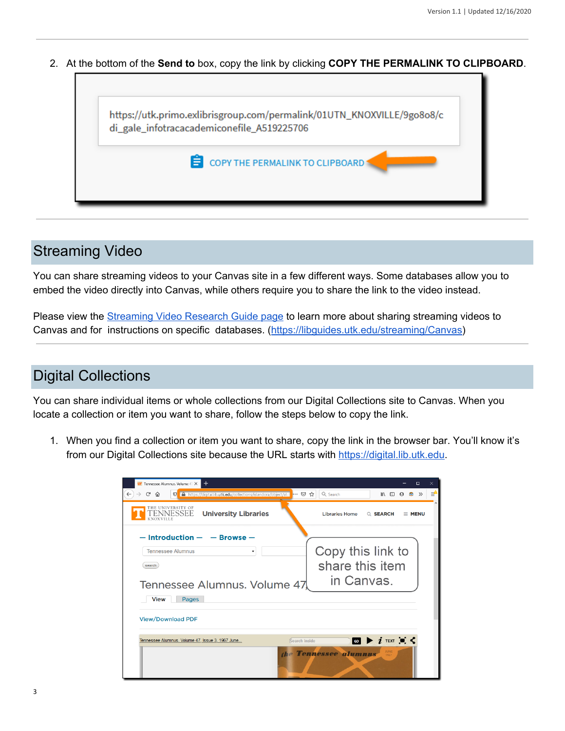2. At the bottom of the **Send to** box, copy the link by clicking **COPY THE PERMALINK TO CLIPBOARD**.

## Streaming Video

You can share streaming videos to your Canvas site in a few different ways. Some databases allow you to embed the video directly into Canvas, while others require you to share the link to the video instead.

Please view the [Streaming Video Research Guide page](https://libguides.utk.edu/streaming/Canvas) to learn more about sharing streaming videos to Canvas and for instructions on specific databases. (https://libguides.utk.edu/streaming/Canvas)

## Digital Collections

You can share individual items or whole collections from our Digital Collections site to Canvas. When you locate a collection or item you want to share, follow the steps below to copy the link.

1. When you find a collection or item you want to share, copy the link in the browser bar. You'll know it's from our Digital Collections site because the URL starts with https://digital.lib.utk.edu.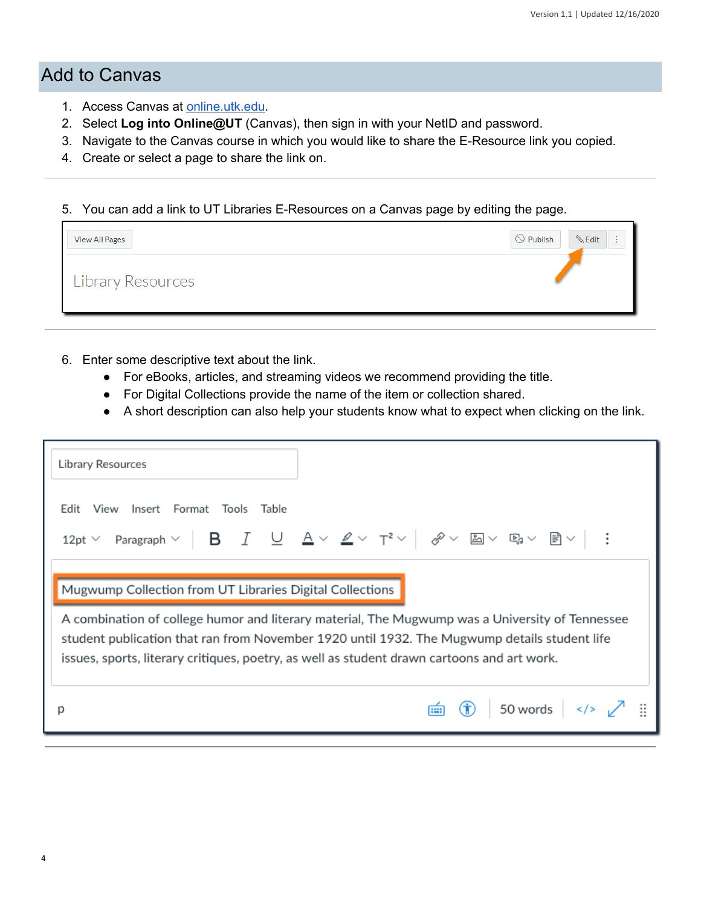## Add to Canvas

1. Access Canvas at [online.utk.edu](online.utk.edu).
2. Select **Log into Online@UT** (Canvas), then sign in with your NetID and password.
3. Navigate to the Canvas course in which you would like to share the E-Resource link you copied.
4. Create or select a page to share the link on.

---

5. You can add a link to UT Libraries E-Resources on a Canvas page by editing the page.

---

6. Enter some descriptive text about the link.
    - For eBooks, articles, and streaming videos we recommend providing the title.
    - For Digital Collections provide the name of the item or collection shared.
    - A short description can also help your students know what to expect when clicking on the link.

---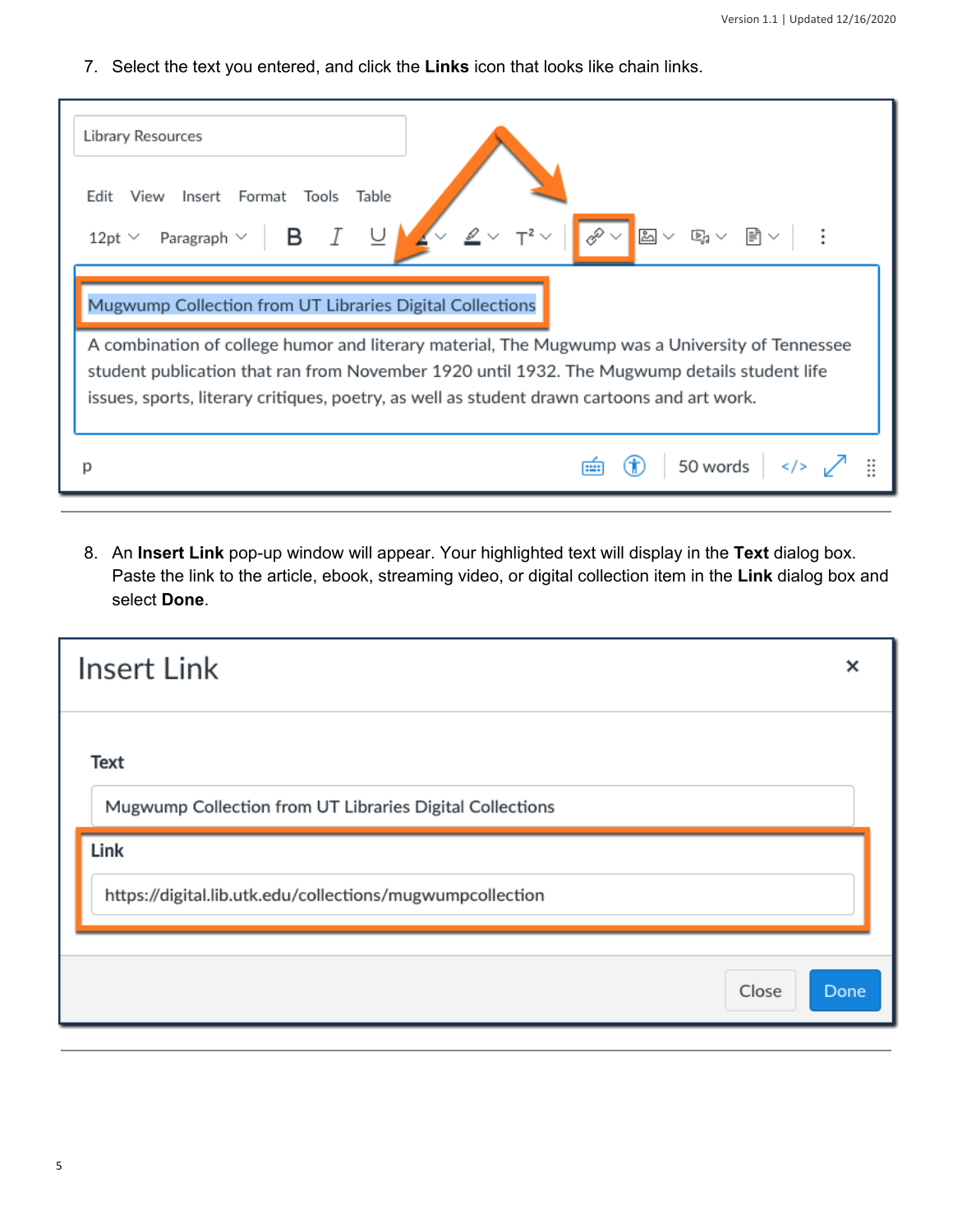7. Select the text you entered, and click the **Links** icon that looks like chain links.

8. An **Insert Link** pop-up window will appear. Your highlighted text will display in the **Text** dialog box. Paste the link to the article, ebook, streaming video, or digital collection item in the **Link** dialog box and select **Done**.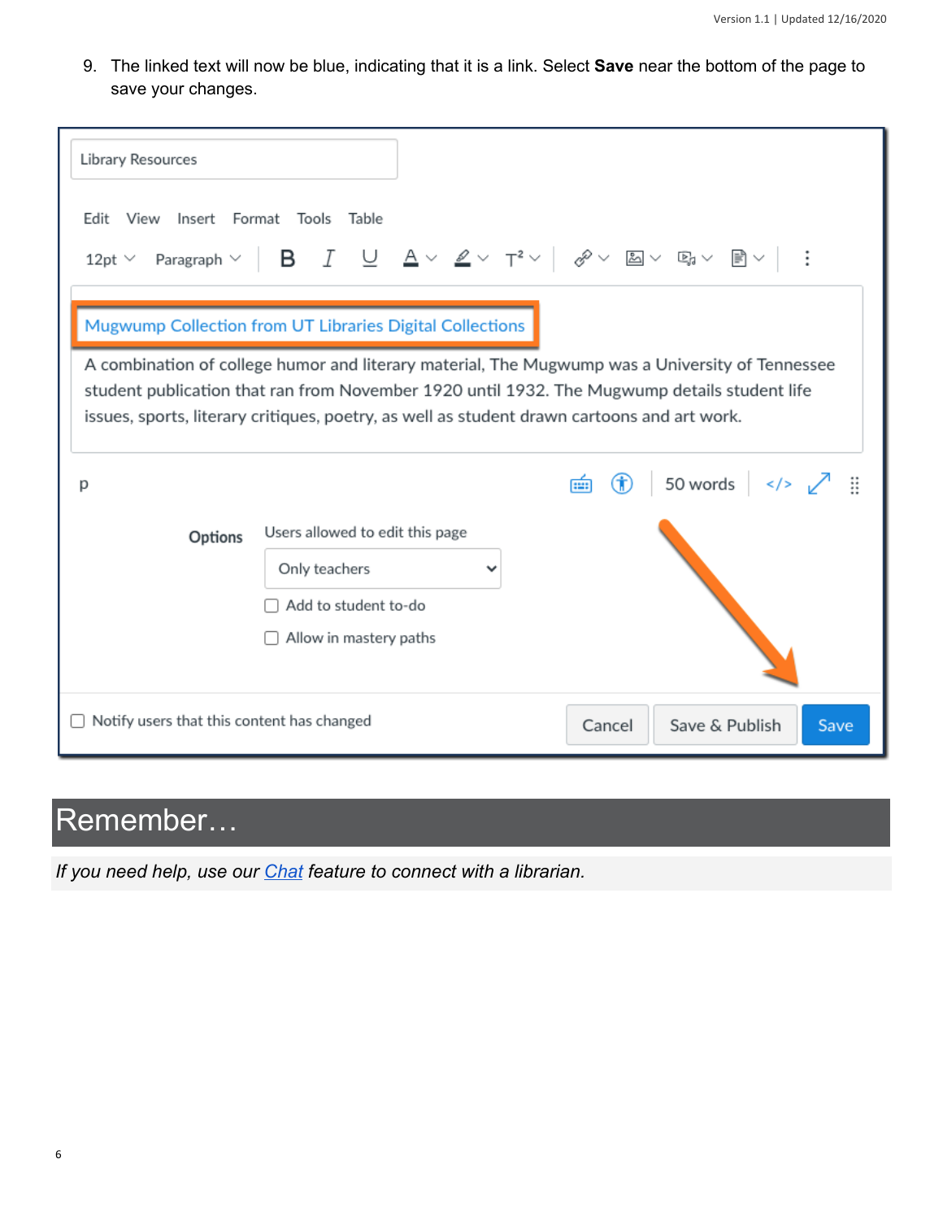9. The linked text will now be blue, indicating that it is a link. Select **Save** near the bottom of the page to save your changes.

## Remember…

*If you need help, use our [Chat] feature to connect with a librarian.*